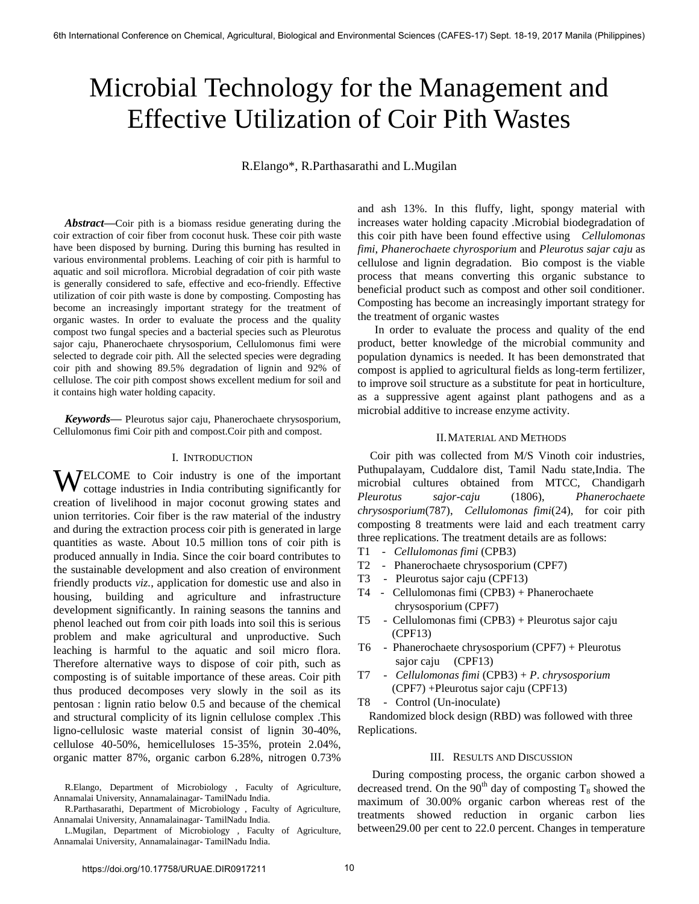# Microbial Technology for the Management and Effective Utilization of Coir Pith Wastes

R.Elango*, R.Parthasarathi and L.Mugilan

***Abstract*—**Coir pith is a biomass residue generating during the coir extraction of coir fiber from coconut husk. These coir pith waste have been disposed by burning. During this burning has resulted in various environmental problems. Leaching of coir pith is harmful to aquatic and soil microflora. Microbial degradation of coir pith waste is generally considered to safe, effective and eco-friendly. Effective utilization of coir pith waste is done by composting. Composting has become an increasingly important strategy for the treatment of organic wastes. In order to evaluate the process and the quality compost two fungal species and a bacterial species such as Pleurotus sajor caju, Phanerochaete chrysosporium, Cellulomonus fimi were selected to degrade coir pith. All the selected species were degrading coir pith and showing 89.5% degradation of lignin and 92% of cellulose. The coir pith compost shows excellent medium for soil and it contains high water holding capacity.

***Keywords*—** Pleurotus sajor caju, Phanerochaete chrysosporium, Cellulomonus fimi Coir pith and compost.Coir pith and compost.

## I. Introduction

WELCOME to Coir industry is one of the important cottage industries in India contributing significantly for creation of livelihood in major coconut growing states and union territories. Coir fiber is the raw material of the industry and during the extraction process coir pith is generated in large quantities as waste. About 10.5 million tons of coir pith is produced annually in India. Since the coir board contributes to the sustainable development and also creation of environment friendly products *viz.*, application for domestic use and also in housing, building and agriculture and infrastructure development significantly. In raining seasons the tannins and phenol leached out from coir pith loads into soil this is serious problem and make agricultural and unproductive. Such leaching is harmful to the aquatic and soil micro flora. Therefore alternative ways to dispose of coir pith, such as composting is of suitable importance of these areas. Coir pith thus produced decomposes very slowly in the soil as its pentosan : lignin ratio below 0.5 and because of the chemical and structural complicity of its lignin cellulose complex .This ligno-cellulosic waste material consist of lignin 30-40%, cellulose 40-50%, hemicelluloses 15-35%, protein 2.04%, organic matter 87%, organic carbon 6.28%, nitrogen 0.73% and ash 13%. In this fluffy, light, spongy material with increases water holding capacity .Microbial biodegradation of this coir pith have been found effective using *Cellulomonas fimi, Phanerochaete chyrosporium* and *Pleurotus sajar caju* as cellulose and lignin degradation. Bio compost is the viable process that means converting this organic substance to beneficial product such as compost and other soil conditioner. Composting has become an increasingly important strategy for the treatment of organic wastes

In order to evaluate the process and quality of the end product, better knowledge of the microbial community and population dynamics is needed. It has been demonstrated that compost is applied to agricultural fields as long-term fertilizer, to improve soil structure as a substitute for peat in horticulture, as a suppressive agent against plant pathogens and as a microbial additive to increase enzyme activity.

R.Elango, Department of Microbiology , Faculty of Agriculture, Annamalai University, Annamalainagar- TamilNadu India.

R.Parthasarathi, Department of Microbiology , Faculty of Agriculture, Annamalai University, Annamalainagar- TamilNadu India.

L.Mugilan, Department of Microbiology , Faculty of Agriculture, Annamalai University, Annamalainagar- TamilNadu India.

## II. Material and Methods

Coir pith was collected from M/S Vinoth coir industries, Puthupalayam, Cuddalore dist, Tamil Nadu state,India. The microbial cultures obtained from MTCC, Chandigarh *Pleurotus sajor-caju* (1806), *Phanerochaete chrysosporium*(787), *Cellulomonas fimi*(24), for coir pith composting 8 treatments were laid and each treatment carry three replications. The treatment details are as follows:

- T1 - *Cellulomonas fimi* (CPB3)
- T2 - Phanerochaete chrysosporium (CPF7)
- T3 - Pleurotus sajor caju (CPF13)
- T4 - Cellulomonas fimi (CPB3) + Phanerochaete chrysosporium (CPF7)
- T5 - Cellulomonas fimi (CPB3) + Pleurotus sajor caju (CPF13)
- T6 - Phanerochaete chrysosporium (CPF7) + Pleurotus sajor caju (CPF13)
- T7 - *Cellulomonas fimi* (CPB3) + *P. chrysosporium* (CPF7) +Pleurotus sajor caju (CPF13)
- T8 - Control (Un-inoculate)

Randomized block design (RBD) was followed with three Replications.

## III. Results and Discussion

During composting process, the organic carbon showed a decreased trend. On the 90[th] day of composting $T_8$ showed the maximum of 30.00% organic carbon whereas rest of the treatments showed reduction in organic carbon lies between29.00 per cent to 22.0 percent. Changes in temperature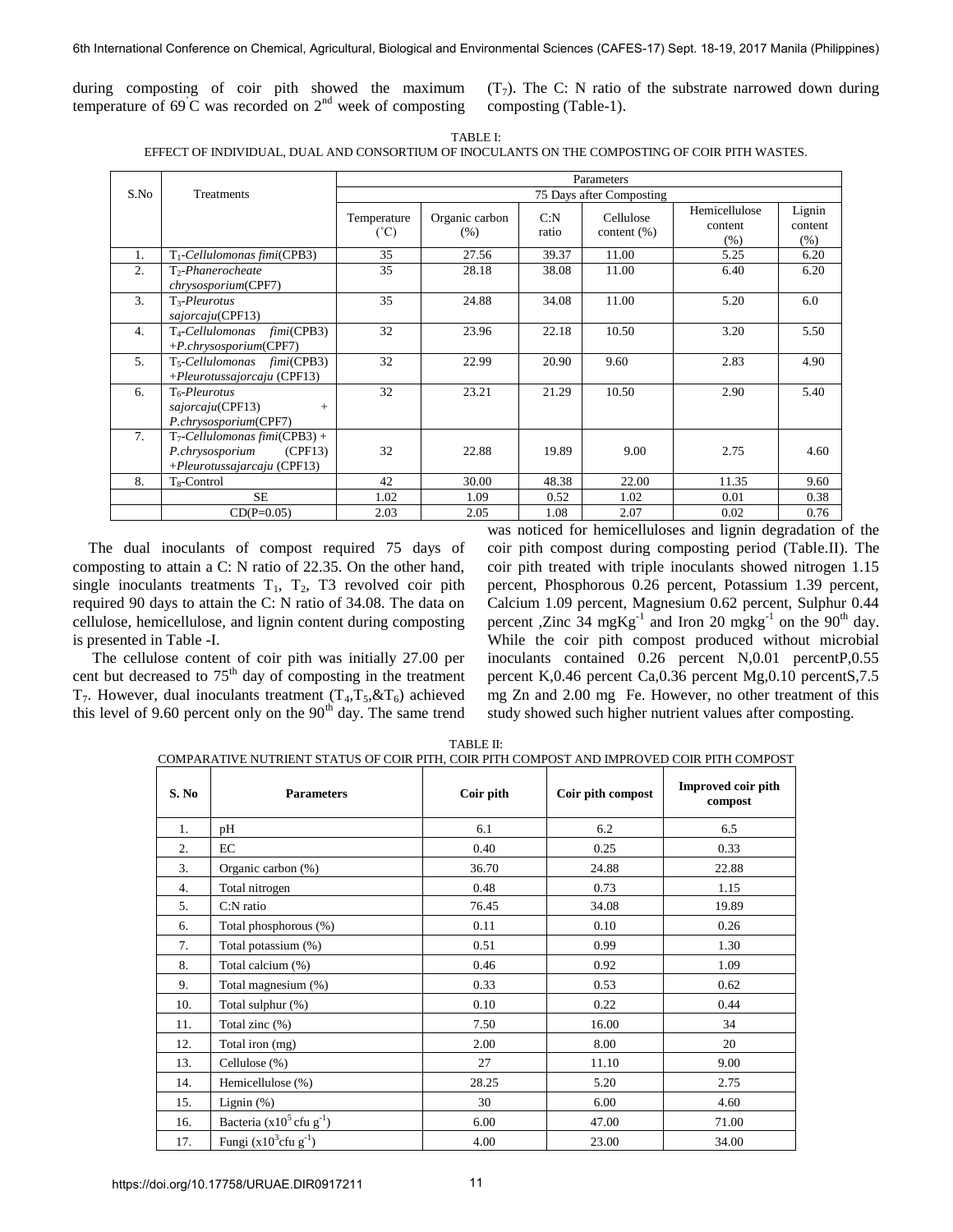during composting of coir pith showed the maximum temperature of 69°C was recorded on $2^{nd}$ week of composting ($T_7$). The C: N ratio of the substrate narrowed down during composting (Table-1).

TABLE I:
EFFECT OF INDIVIDUAL, DUAL AND CONSORTIUM OF INOCULANTS ON THE COMPOSTING OF COIR PITH WASTES.

| S.No | Treatments | Parameters | | | | | |
|---|---|---|---|---|---|---|---|
| | | 75 Days after Composting | | | | | |
| | | Temperature (°C) | Organic carbon (%) | C:N ratio | Cellulose content (%) | Hemicellulose content (%) | Lignin content (%) |
| 1. | $T_1$-*Cellulomonas fimi*(CPB3) | 35 | 27.56 | 39.37 | 11.00 | 5.25 | 6.20 |
| 2. | $T_2$-*Phanerocheate chrysosporium*(CPF7) | 35 | 28.18 | 38.08 | 11.00 | 6.40 | 6.20 |
| 3. | $T_3$-*Pleurotus sajorcaju*(CPF13) | 35 | 24.88 | 34.08 | 11.00 | 5.20 | 6.0 |
| 4. | $T_4$-*Cellulomonas fimi*(CPB3) +*P.chrysosporium*(CPF7) | 32 | 23.96 | 22.18 | 10.50 | 3.20 | 5.50 |
| 5. | $T_5$-*Cellulomonas fimi*(CPB3) +*Pleurotussajorcaju* (CPF13) | 32 | 22.99 | 20.90 | 9.60 | 2.83 | 4.90 |
| 6. | $T_6$-*Pleurotus sajorcaju*(CPF13) + *P.chrysosporium*(CPF7) | 32 | 23.21 | 21.29 | 10.50 | 2.90 | 5.40 |
| 7. | $T_7$-*Cellulomonas fimi*(CPB3) + *P.chrysosporium* (CPF13) +*Pleurotussajarcaju* (CPF13) | 32 | 22.88 | 19.89 | 9.00 | 2.75 | 4.60 |
| 8. | $T_8$-Control | 42 | 30.00 | 48.38 | 22.00 | 11.35 | 9.60 |
| | SE | 1.02 | 1.09 | 0.52 | 1.02 | 0.01 | 0.38 |
| | CD(P=0.05) | 2.03 | 2.05 | 1.08 | 2.07 | 0.02 | 0.76 |

The dual inoculants of compost required 75 days of composting to attain a C: N ratio of 22.35. On the other hand, single inoculants treatments $T_1$, $T_2$, T3 revolved coir pith required 90 days to attain the C: N ratio of 34.08. The data on cellulose, hemicellulose, and lignin content during composting is presented in Table -I.

The cellulose content of coir pith was initially 27.00 per cent but decreased to $75^{th}$ day of composting in the treatment $T_7$. However, dual inoculants treatment ($T_4$,$T_5$,&$T_6$) achieved this level of 9.60 percent only on the $90^{th}$ day. The same trend was noticed for hemicelluloses and lignin degradation of the coir pith compost during composting period (Table.II). The coir pith treated with triple inoculants showed nitrogen 1.15 percent, Phosphorous 0.26 percent, Potassium 1.39 percent, Calcium 1.09 percent, Magnesium 0.62 percent, Sulphur 0.44 percent ,Zinc 34 $mgKg^{-1}$ and Iron 20 $mgkg^{-1}$ on the $90^{th}$ day. While the coir pith compost produced without microbial inoculants contained 0.26 percent N,0.01 percentP,0.55 percent K,0.46 percent Ca,0.36 percent Mg,0.10 percentS,7.5 mg Zn and 2.00 mg Fe. However, no other treatment of this study showed such higher nutrient values after composting.

TABLE II:
COMPARATIVE NUTRIENT STATUS OF COIR PITH, COIR PITH COMPOST AND IMPROVED COIR PITH COMPOST

| S. No | Parameters | Coir pith | Coir pith compost | Improved coir pith compost |
|---|---|---|---|---|
| 1. | pH | 6.1 | 6.2 | 6.5 |
| 2. | EC | 0.40 | 0.25 | 0.33 |
| 3. | Organic carbon (%) | 36.70 | 24.88 | 22.88 |
| 4. | Total nitrogen | 0.48 | 0.73 | 1.15 |
| 5. | C:N ratio | 76.45 | 34.08 | 19.89 |
| 6. | Total phosphorous (%) | 0.11 | 0.10 | 0.26 |
| 7. | Total potassium (%) | 0.51 | 0.99 | 1.30 |
| 8. | Total calcium (%) | 0.46 | 0.92 | 1.09 |
| 9. | Total magnesium (%) | 0.33 | 0.53 | 0.62 |
| 10. | Total sulphur (%) | 0.10 | 0.22 | 0.44 |
| 11. | Total zinc (%) | 7.50 | 16.00 | 34 |
| 12. | Total iron (mg) | 2.00 | 8.00 | 20 |
| 13. | Cellulose (%) | 27 | 11.10 | 9.00 |
| 14. | Hemicellulose (%) | 28.25 | 5.20 | 2.75 |
| 15. | Lignin (%) | 30 | 6.00 | 4.60 |
| 16. | Bacteria ($x10^5$ cfu $g^{-1}$) | 6.00 | 47.00 | 71.00 |
| 17. | Fungi ($x10^3$cfu $g^{-1}$) | 4.00 | 23.00 | 34.00 |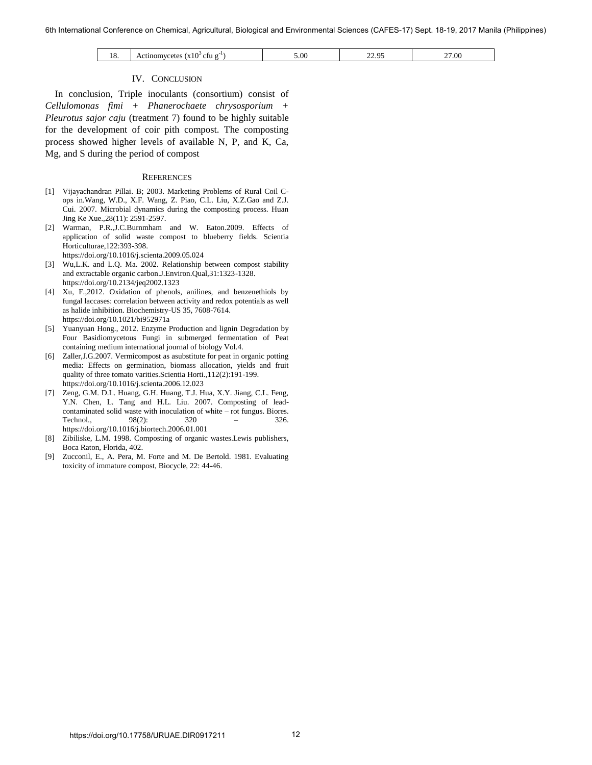| | | | | |
|---|---|---|---|---|
| 18. | Actinomycetes (x$10^3$ cfu $g^{-1}$) | 5.00 | 22.95 | 27.00 |

## IV. Conclusion

In conclusion, Triple inoculants (consortium) consist of *Cellulomonas fimi* + *Phanerochaete chrysosporium* + *Pleurotus sajor caju* (treatment 7) found to be highly suitable for the development of coir pith compost. The composting process showed higher levels of available N, P, and K, Ca, Mg, and S during the period of compost

## References

[1] Vijayachandran Pillai. B; 2003. Marketing Problems of Rural Coil C-ops in.Wang, W.D., X.F. Wang, Z. Piao, C.L. Liu, X.Z.Gao and Z.J. Cui. 2007. Microbial dynamics during the composting process. Huan Jing Ke Xue.,28(11): 2591-2597.

[2] Warman, P.R.,J.C.Burnmham and W. Eaton.2009. Effects of application of solid waste compost to blueberry fields. Scientia Horticulturae,122:393-398. https://doi.org/10.1016/j.scienta.2009.05.024

[3] Wu,L.K. and L.Q. Ma. 2002. Relationship between compost stability and extractable organic carbon.J.Environ.Qual,31:1323-1328. https://doi.org/10.2134/jeq2002.1323

[4] Xu, F.,2012. Oxidation of phenols, anilines, and benzenethiols by fungal laccases: correlation between activity and redox potentials as well as halide inhibition. Biochemistry-US 35, 7608-7614. https://doi.org/10.1021/bi952971a

[5] Yuanyuan Hong., 2012. Enzyme Production and lignin Degradation by Four Basidiomycetous Fungi in submerged fermentation of Peat containing medium international journal of biology Vol.4.

[6] Zaller,J.G.2007. Vermicompost as asubstitute for peat in organic potting media: Effects on germination, biomass allocation, yields and fruit quality of three tomato varities.Scientia Horti.,112(2):191-199. https://doi.org/10.1016/j.scienta.2006.12.023

[7] Zeng, G.M. D.L. Huang, G.H. Huang, T.J. Hua, X.Y. Jiang, C.L. Feng, Y.N. Chen, L. Tang and H.L. Liu. 2007. Composting of lead-contaminated solid waste with inoculation of white – rot fungus. Biores. Technol., 98(2): 320 – 326. https://doi.org/10.1016/j.biortech.2006.01.001

[8] Zibiliske, L.M. 1998. Composting of organic wastes.Lewis publishers, Boca Raton, Florida, 402.

[9] Zucconil, E., A. Pera, M. Forte and M. De Bertold. 1981. Evaluating toxicity of immature compost, Biocycle, 22: 44-46.